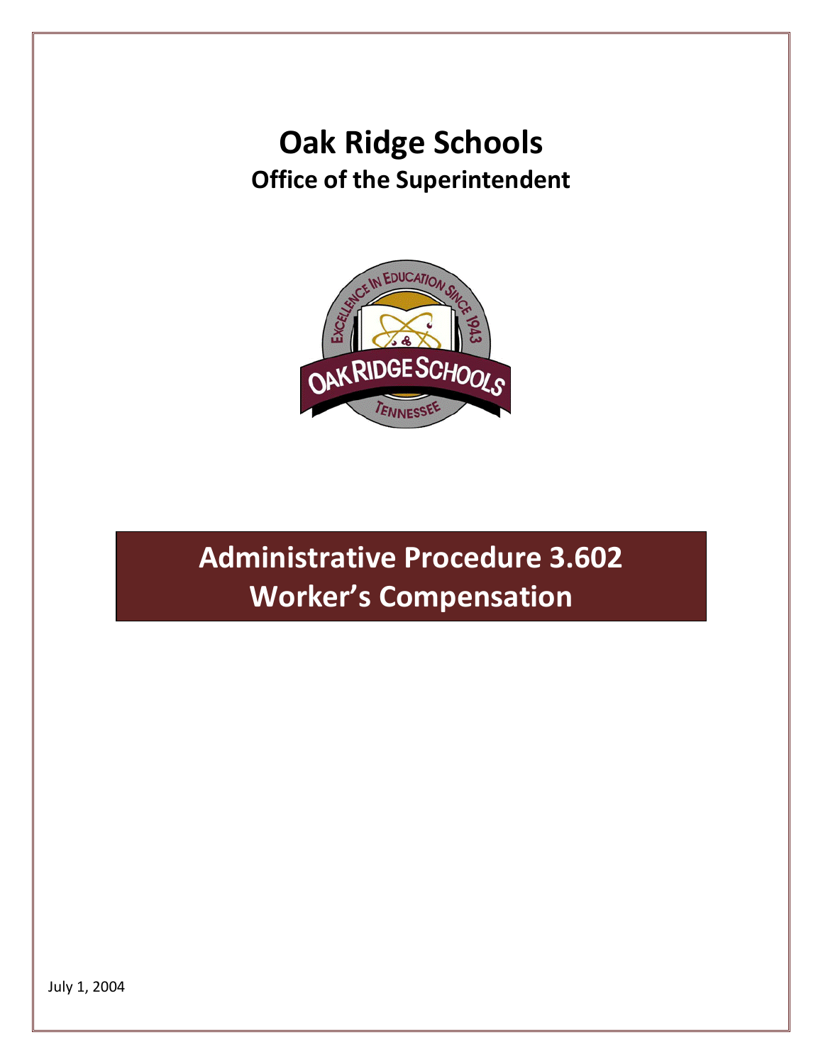# Oak Ridge Schools

## Office of the Superintendent

# Administrative Procedure 3.602
# Worker's Compensation

July 1, 2004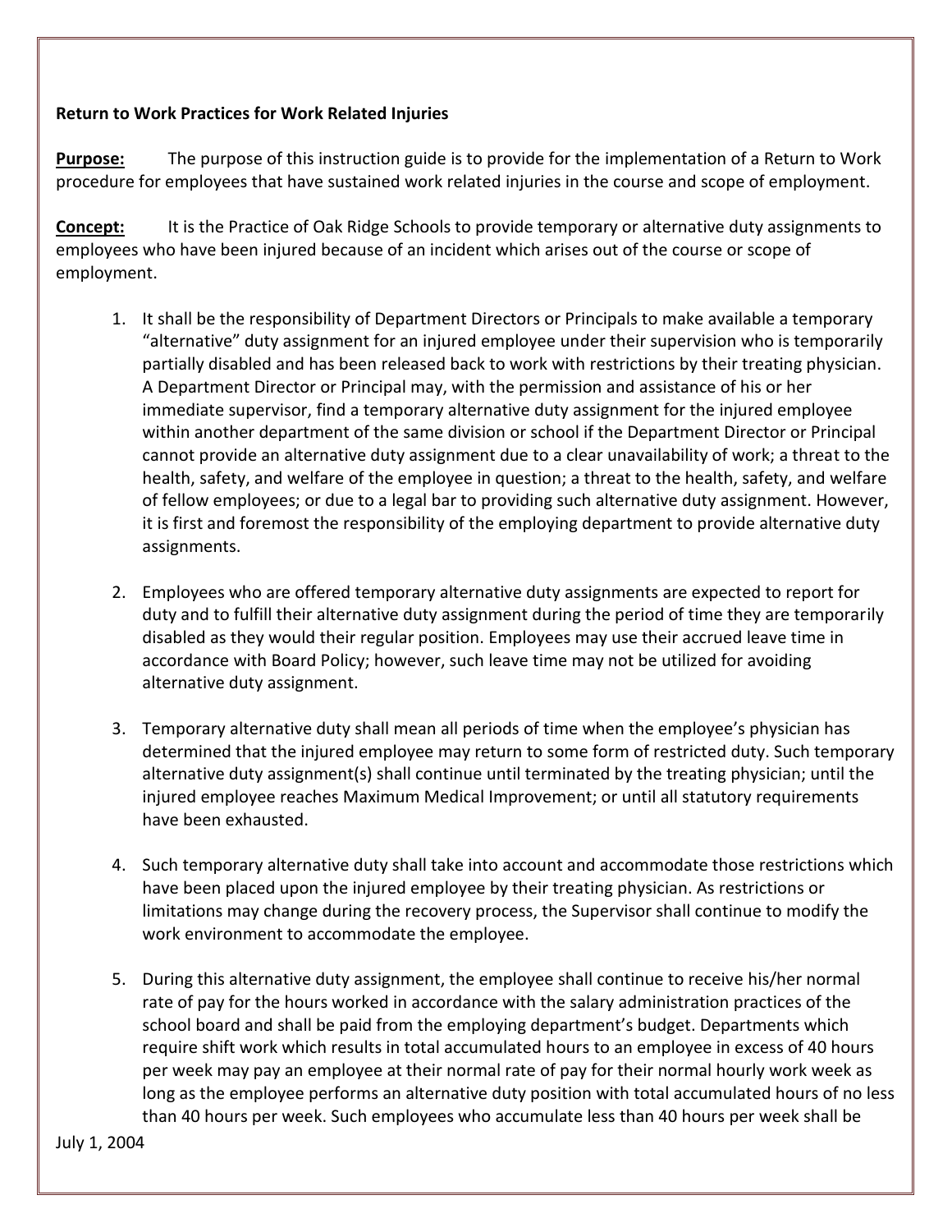**Return to Work Practices for Work Related Injuries**

**Purpose:** The purpose of this instruction guide is to provide for the implementation of a Return to Work procedure for employees that have sustained work related injuries in the course and scope of employment.

**Concept:** It is the Practice of Oak Ridge Schools to provide temporary or alternative duty assignments to employees who have been injured because of an incident which arises out of the course or scope of employment.

1. It shall be the responsibility of Department Directors or Principals to make available a temporary "alternative" duty assignment for an injured employee under their supervision who is temporarily partially disabled and has been released back to work with restrictions by their treating physician. A Department Director or Principal may, with the permission and assistance of his or her immediate supervisor, find a temporary alternative duty assignment for the injured employee within another department of the same division or school if the Department Director or Principal cannot provide an alternative duty assignment due to a clear unavailability of work; a threat to the health, safety, and welfare of the employee in question; a threat to the health, safety, and welfare of fellow employees; or due to a legal bar to providing such alternative duty assignment. However, it is first and foremost the responsibility of the employing department to provide alternative duty assignments.

2. Employees who are offered temporary alternative duty assignments are expected to report for duty and to fulfill their alternative duty assignment during the period of time they are temporarily disabled as they would their regular position. Employees may use their accrued leave time in accordance with Board Policy; however, such leave time may not be utilized for avoiding alternative duty assignment.

3. Temporary alternative duty shall mean all periods of time when the employee's physician has determined that the injured employee may return to some form of restricted duty. Such temporary alternative duty assignment(s) shall continue until terminated by the treating physician; until the injured employee reaches Maximum Medical Improvement; or until all statutory requirements have been exhausted.

4. Such temporary alternative duty shall take into account and accommodate those restrictions which have been placed upon the injured employee by their treating physician. As restrictions or limitations may change during the recovery process, the Supervisor shall continue to modify the work environment to accommodate the employee.

5. During this alternative duty assignment, the employee shall continue to receive his/her normal rate of pay for the hours worked in accordance with the salary administration practices of the school board and shall be paid from the employing department's budget. Departments which require shift work which results in total accumulated hours to an employee in excess of 40 hours per week may pay an employee at their normal rate of pay for their normal hourly work week as long as the employee performs an alternative duty position with total accumulated hours of no less than 40 hours per week. Such employees who accumulate less than 40 hours per week shall be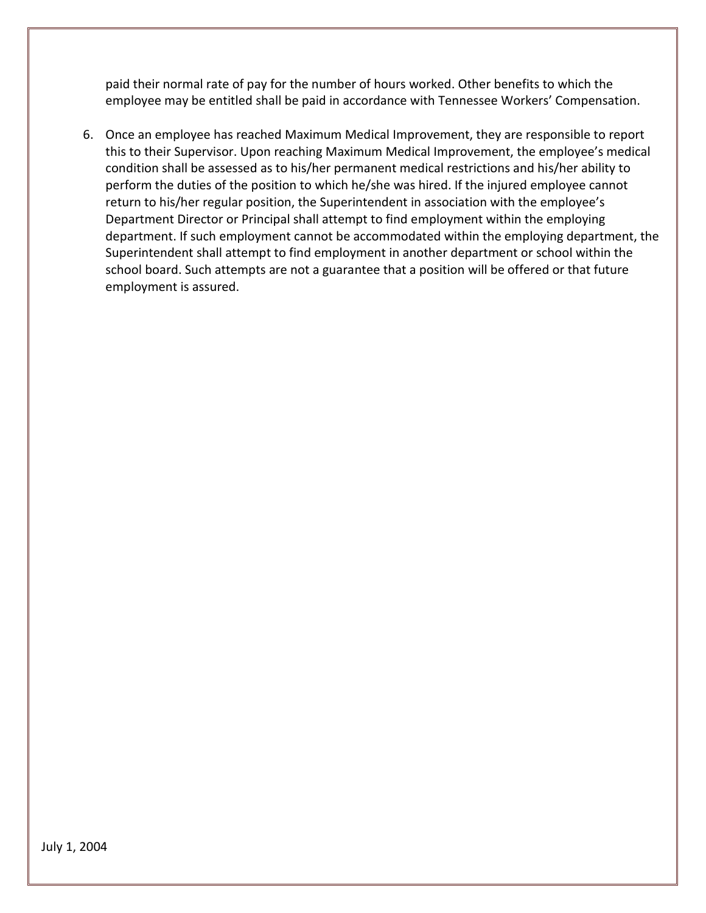paid their normal rate of pay for the number of hours worked. Other benefits to which the employee may be entitled shall be paid in accordance with Tennessee Workers' Compensation.

6. Once an employee has reached Maximum Medical Improvement, they are responsible to report this to their Supervisor. Upon reaching Maximum Medical Improvement, the employee's medical condition shall be assessed as to his/her permanent medical restrictions and his/her ability to perform the duties of the position to which he/she was hired. If the injured employee cannot return to his/her regular position, the Superintendent in association with the employee's Department Director or Principal shall attempt to find employment within the employing department. If such employment cannot be accommodated within the employing department, the Superintendent shall attempt to find employment in another department or school within the school board. Such attempts are not a guarantee that a position will be offered or that future employment is assured.

July 1, 2004